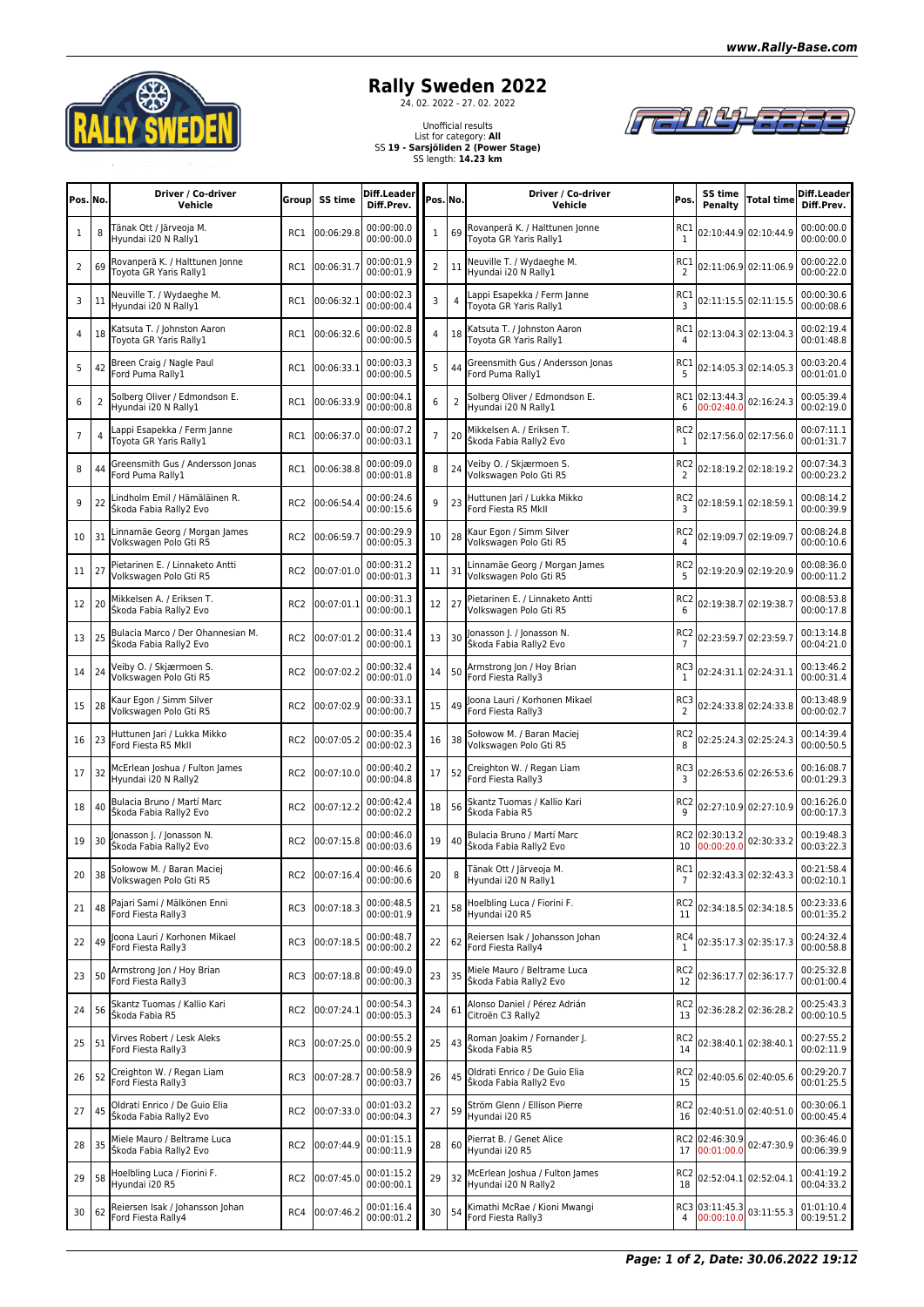# Rally Sweden 2022

24. 02. 2022 - 27. 02. 2022

Unofficial results
List for category: **All**
SS **19 - Sarsjöliden 2 (Power Stage)**
SS length: **14.23 km**

| Pos. | No. | Driver / Co-driver Vehicle | Group | SS time | Diff.Leader Diff.Prev. |
|---|---|---|---|---|---|
| 1 | 8 | Tänak Ott / Järveoja M. Hyundai i20 N Rally1 | RC1 | 00:06:29.8 | 00:00:00.0 00:00:00.0 |
| 2 | 69 | Rovanperä K. / Halttunen Jonne Toyota GR Yaris Rally1 | RC1 | 00:06:31.7 | 00:00:01.9 00:00:01.9 |
| 3 | 11 | Neuville T. / Wydaeghe M. Hyundai i20 N Rally1 | RC1 | 00:06:32.1 | 00:00:02.3 00:00:00.4 |
| 4 | 18 | Katsuta T. / Johnston Aaron Toyota GR Yaris Rally1 | RC1 | 00:06:32.6 | 00:00:02.8 00:00:00.5 |
| 5 | 42 | Breen Craig / Nagle Paul Ford Puma Rally1 | RC1 | 00:06:33.1 | 00:00:03.3 00:00:00.5 |
| 6 | 2 | Solberg Oliver / Edmondson E. Hyundai i20 N Rally1 | RC1 | 00:06:33.9 | 00:00:04.1 00:00:00.8 |
| 7 | 4 | Lappi Esapekka / Ferm Janne Toyota GR Yaris Rally1 | RC1 | 00:06:37.0 | 00:00:07.2 00:00:03.1 |
| 8 | 44 | Greensmith Gus / Andersson Jonas Ford Puma Rally1 | RC1 | 00:06:38.8 | 00:00:09.0 00:00:01.8 |
| 9 | 22 | Lindholm Emil / Hämäläinen R. Škoda Fabia Rally2 Evo | RC2 | 00:06:54.4 | 00:00:24.6 00:00:15.6 |
| 10 | 31 | Linnamäe Georg / Morgan James Volkswagen Polo Gti R5 | RC2 | 00:06:59.7 | 00:00:29.9 00:00:05.3 |
| 11 | 27 | Pietarinen E. / Linnaketo Antti Volkswagen Polo Gti R5 | RC2 | 00:07:01.0 | 00:00:31.2 00:00:01.3 |
| 12 | 20 | Mikkelsen A. / Eriksen T. Škoda Fabia Rally2 Evo | RC2 | 00:07:01.1 | 00:00:31.3 00:00:00.1 |
| 13 | 25 | Bulacia Marco / Der Ohannesian M. Škoda Fabia Rally2 Evo | RC2 | 00:07:01.2 | 00:00:31.4 00:00:00.1 |
| 14 | 24 | Veiby O. / Skjærmoen S. Volkswagen Polo Gti R5 | RC2 | 00:07:02.2 | 00:00:32.4 00:00:01.0 |
| 15 | 28 | Kaur Egon / Simm Silver Volkswagen Polo Gti R5 | RC2 | 00:07:02.9 | 00:00:33.1 00:00:00.7 |
| 16 | 23 | Huttunen Jari / Lukka Mikko Ford Fiesta R5 MkII | RC2 | 00:07:05.2 | 00:00:35.4 00:00:02.3 |
| 17 | 32 | McErlean Joshua / Fulton James Hyundai i20 N Rally2 | RC2 | 00:07:10.0 | 00:00:40.2 00:00:04.8 |
| 18 | 40 | Bulacia Bruno / Martí Marc Škoda Fabia Rally2 Evo | RC2 | 00:07:12.2 | 00:00:42.4 00:00:02.2 |
| 19 | 30 | Jonasson J. / Jonasson N. Škoda Fabia Rally2 Evo | RC2 | 00:07:15.8 | 00:00:46.0 00:00:03.6 |
| 20 | 38 | Sołowow M. / Baran Maciej Volkswagen Polo Gti R5 | RC2 | 00:07:16.4 | 00:00:46.6 00:00:00.6 |
| 21 | 48 | Pajari Sami / Mälkönen Enni Ford Fiesta Rally3 | RC3 | 00:07:18.3 | 00:00:48.5 00:00:01.9 |
| 22 | 49 | Joona Lauri / Korhonen Mikael Ford Fiesta Rally3 | RC3 | 00:07:18.5 | 00:00:48.7 00:00:00.2 |
| 23 | 50 | Armstrong Jon / Hoy Brian Ford Fiesta Rally3 | RC3 | 00:07:18.8 | 00:00:49.0 00:00:00.3 |
| 24 | 56 | Skantz Tuomas / Kallio Kari Škoda Fabia R5 | RC2 | 00:07:24.1 | 00:00:54.3 00:00:05.3 |
| 25 | 51 | Virves Robert / Lesk Aleks Ford Fiesta Rally3 | RC3 | 00:07:25.0 | 00:00:55.2 00:00:00.9 |
| 26 | 52 | Creighton W. / Regan Liam Ford Fiesta Rally3 | RC3 | 00:07:28.7 | 00:00:58.9 00:00:03.7 |
| 27 | 45 | Oldrati Enrico / De Guio Elia Škoda Fabia Rally2 Evo | RC2 | 00:07:33.0 | 00:01:03.2 00:00:04.3 |
| 28 | 35 | Miele Mauro / Beltrame Luca Škoda Fabia Rally2 Evo | RC2 | 00:07:44.9 | 00:01:15.1 00:00:11.9 |
| 29 | 58 | Hoelbling Luca / Fiorini F. Hyundai i20 R5 | RC2 | 00:07:45.0 | 00:01:15.2 00:00:00.1 |
| 30 | 62 | Reiersen Isak / Johansson Johan Ford Fiesta Rally4 | RC4 | 00:07:46.2 | 00:01:16.4 00:00:01.2 |

| Pos. | No. | Driver / Co-driver Vehicle | Pos. | SS time Penalty | Total time | Diff.Leader Diff.Prev. |
|---|---|---|---|---|---|---|
| 1 | 69 | Rovanperä K. / Halttunen Jonne Toyota GR Yaris Rally1 | RC1 1 | 02:10:44.9 | 02:10:44.9 | 00:00:00.0 00:00:00.0 |
| 2 | 11 | Neuville T. / Wydaeghe M. Hyundai i20 N Rally1 | RC1 2 | 02:11:06.9 | 02:11:06.9 | 00:00:22.0 00:00:22.0 |
| 3 | 4 | Lappi Esapekka / Ferm Janne Toyota GR Yaris Rally1 | RC1 3 | 02:11:15.5 | 02:11:15.5 | 00:00:30.6 00:00:08.6 |
| 4 | 18 | Katsuta T. / Johnston Aaron Toyota GR Yaris Rally1 | RC1 4 | 02:13:04.3 | 02:13:04.3 | 00:02:19.4 00:01:48.8 |
| 5 | 44 | Greensmith Gus / Andersson Jonas Ford Puma Rally1 | RC1 5 | 02:14:05.3 | 02:14:05.3 | 00:03:20.4 00:01:01.0 |
| 6 | 2 | Solberg Oliver / Edmondson E. Hyundai i20 N Rally1 | RC1 6 | 02:13:44.3 00:02:40.0 | 02:16:24.3 | 00:05:39.4 00:02:19.0 |
| 7 | 20 | Mikkelsen A. / Eriksen T. Škoda Fabia Rally2 Evo | RC2 1 | 02:17:56.0 | 02:17:56.0 | 00:07:11.1 00:01:31.7 |
| 8 | 24 | Veiby O. / Skjærmoen S. Volkswagen Polo Gti R5 | RC2 2 | 02:18:19.2 | 02:18:19.2 | 00:07:34.3 00:00:23.2 |
| 9 | 23 | Huttunen Jari / Lukka Mikko Ford Fiesta R5 MkII | RC2 3 | 02:18:59.1 | 02:18:59.1 | 00:08:14.2 00:00:39.9 |
| 10 | 28 | Kaur Egon / Simm Silver Volkswagen Polo Gti R5 | RC2 4 | 02:19:09.7 | 02:19:09.7 | 00:08:24.8 00:00:10.6 |
| 11 | 31 | Linnamäe Georg / Morgan James Volkswagen Polo Gti R5 | RC2 5 | 02:19:20.9 | 02:19:20.9 | 00:08:36.0 00:00:11.2 |
| 12 | 27 | Pietarinen E. / Linnaketo Antti Volkswagen Polo Gti R5 | RC2 6 | 02:19:38.7 | 02:19:38.7 | 00:08:53.8 00:00:17.8 |
| 13 | 30 | Jonasson J. / Jonasson N. Škoda Fabia Rally2 Evo | RC2 7 | 02:23:59.7 | 02:23:59.7 | 00:13:14.8 00:04:21.0 |
| 14 | 50 | Armstrong Jon / Hoy Brian Ford Fiesta Rally3 | RC3 1 | 02:24:31.1 | 02:24:31.1 | 00:13:46.2 00:00:31.4 |
| 15 | 49 | Joona Lauri / Korhonen Mikael Ford Fiesta Rally3 | RC3 2 | 02:24:33.8 | 02:24:33.8 | 00:13:48.9 00:00:02.7 |
| 16 | 38 | Sołowow M. / Baran Maciej Volkswagen Polo Gti R5 | RC2 8 | 02:25:24.3 | 02:25:24.3 | 00:14:39.4 00:00:50.5 |
| 17 | 52 | Creighton W. / Regan Liam Ford Fiesta Rally3 | RC3 3 | 02:26:53.6 | 02:26:53.6 | 00:16:08.7 00:01:29.3 |
| 18 | 56 | Skantz Tuomas / Kallio Kari Škoda Fabia R5 | RC2 9 | 02:27:10.9 | 02:27:10.9 | 00:16:26.0 00:00:17.3 |
| 19 | 40 | Bulacia Bruno / Martí Marc Škoda Fabia Rally2 Evo | RC2 10 | 02:30:13.2 00:00:20.0 | 02:30:33.2 | 00:19:48.3 00:03:22.3 |
| 20 | 8 | Tänak Ott / Järveoja M. Hyundai i20 N Rally1 | RC1 7 | 02:32:43.3 | 02:32:43.3 | 00:21:58.4 00:02:10.1 |
| 21 | 58 | Hoelbling Luca / Fiorini F. Hyundai i20 R5 | RC2 11 | 02:34:18.5 | 02:34:18.5 | 00:23:33.6 00:01:35.2 |
| 22 | 62 | Reiersen Isak / Johansson Johan Ford Fiesta Rally4 | RC4 1 | 02:35:17.3 | 02:35:17.3 | 00:24:32.4 00:00:58.8 |
| 23 | 35 | Miele Mauro / Beltrame Luca Škoda Fabia Rally2 Evo | RC2 12 | 02:36:17.7 | 02:36:17.7 | 00:25:32.8 00:01:00.4 |
| 24 | 61 | Alonso Daniel / Pérez Adrián Citroën C3 Rally2 | RC2 13 | 02:36:28.2 | 02:36:28.2 | 00:25:43.3 00:00:10.5 |
| 25 | 43 | Roman Joakim / Fornander J. Škoda Fabia R5 | RC2 14 | 02:38:40.1 | 02:38:40.1 | 00:27:55.2 00:02:11.9 |
| 26 | 45 | Oldrati Enrico / De Guio Elia Škoda Fabia Rally2 Evo | RC2 15 | 02:40:05.6 | 02:40:05.6 | 00:29:20.7 00:01:25.5 |
| 27 | 59 | Ström Glenn / Ellison Pierre Hyundai i20 R5 | RC2 16 | 02:40:51.0 | 02:40:51.0 | 00:30:06.1 00:00:45.4 |
| 28 | 60 | Pierrat B. / Genet Alice Hyundai i20 R5 | RC2 17 | 02:46:30.9 00:01:00.0 | 02:47:30.9 | 00:36:46.0 00:06:39.9 |
| 29 | 32 | McErlean Joshua / Fulton James Hyundai i20 N Rally2 | RC2 18 | 02:52:04.1 | 02:52:04.1 | 00:41:19.2 00:04:33.2 |
| 30 | 54 | Kimathi McRae / Kioni Mwangi Ford Fiesta Rally3 | RC3 4 | 03:11:45.3 00:00:10.0 | 03:11:55.3 | 01:01:10.4 00:19:51.2 |

*Page: 1 of 2, Date: 30.06.2022 19:12*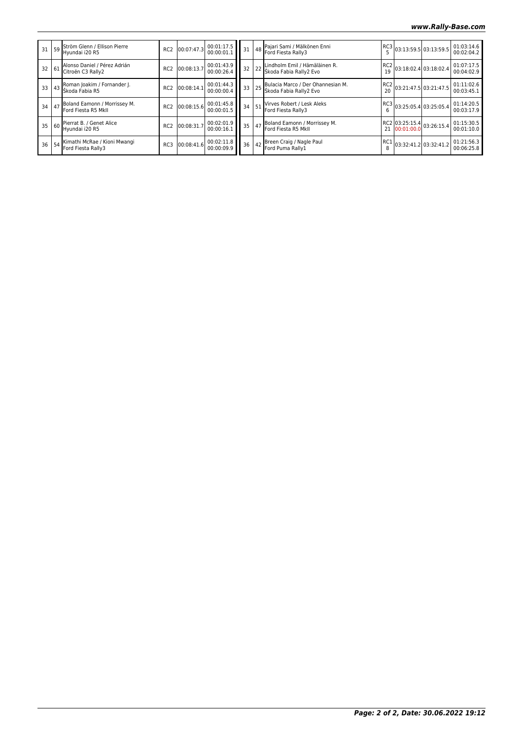| | | | | | | | | | | | | | |
|---|---|---|---|---|---|---|---|---|---|---|---|---|---|
| 31 | 59 | Ström Glenn / Ellison Pierre<br>Hyundai i20 R5 | RC2 | 00:07:47.3 | 00:01:17.5<br>00:00:01.1 | 31 | 48 | Pajari Sami / Mälkönen Enni<br>Ford Fiesta Rally3 | RC3<br>5 | 03:13:59.5 | 03:13:59.5 | 01:03:14.6<br>00:02:04.2 |
| 32 | 61 | Alonso Daniel / Pérez Adrián<br>Citroën C3 Rally2 | RC2 | 00:08:13.7 | 00:01:43.9<br>00:00:26.4 | 32 | 22 | Lindholm Emil / Hämäläinen R.<br>Škoda Fabia Rally2 Evo | RC2<br>19 | 03:18:02.4 | 03:18:02.4 | 01:07:17.5<br>00:04:02.9 |
| 33 | 43 | Roman Joakim / Fornander J.<br>Škoda Fabia R5 | RC2 | 00:08:14.1 | 00:01:44.3<br>00:00:00.4 | 33 | 25 | Bulacia Marco / Der Ohannesian M.<br>Škoda Fabia Rally2 Evo | RC2<br>20 | 03:21:47.5 | 03:21:47.5 | 01:11:02.6<br>00:03:45.1 |
| 34 | 47 | Boland Eamonn / Morrissey M.<br>Ford Fiesta R5 MkII | RC2 | 00:08:15.6 | 00:01:45.8<br>00:00:01.5 | 34 | 51 | Virves Robert / Lesk Aleks<br>Ford Fiesta Rally3 | RC3<br>6 | 03:25:05.4 | 03:25:05.4 | 01:14:20.5<br>00:03:17.9 |
| 35 | 60 | Pierrat B. / Genet Alice<br>Hyundai i20 R5 | RC2 | 00:08:31.7 | 00:02:01.9<br>00:00:16.1 | 35 | 47 | Boland Eamonn / Morrissey M.<br>Ford Fiesta R5 MkII | RC2<br>21 | 03:25:15.4<br>00:01:00.0 | 03:26:15.4 | 01:15:30.5<br>00:01:10.0 |
| 36 | 54 | Kimathi McRae / Kioni Mwangi<br>Ford Fiesta Rally3 | RC3 | 00:08:41.6 | 00:02:11.8<br>00:00:09.9 | 36 | 42 | Breen Craig / Nagle Paul<br>Ford Puma Rally1 | RC1<br>8 | 03:32:41.2 | 03:32:41.2 | 01:21:56.3<br>00:06:25.8 |